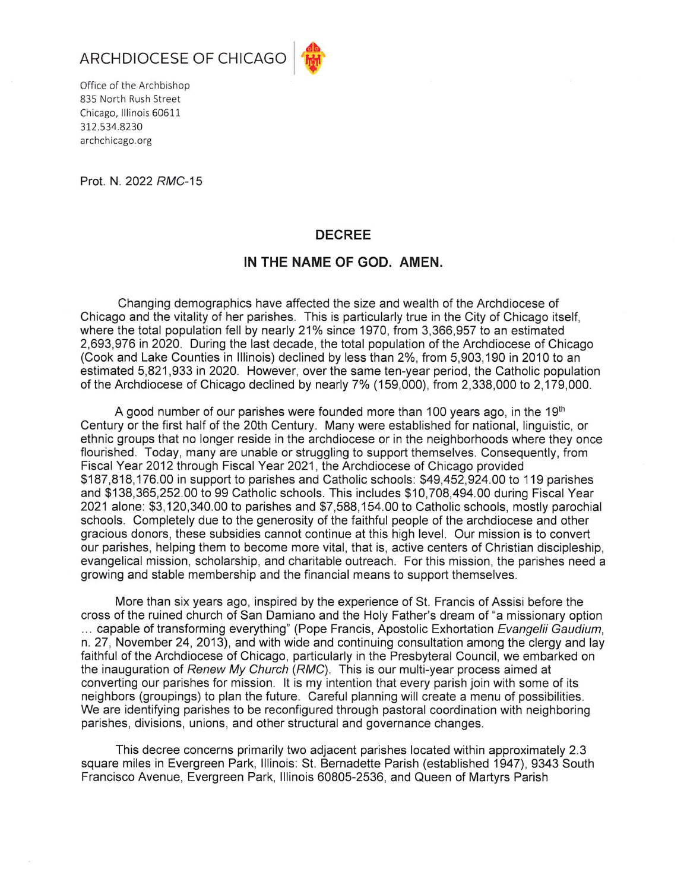ARCHDIOCESE OF CHICAGO

Office of the Archbishop
835 North Rush Street
Chicago, Illinois 60611
312.534.8230
archchicago.org

Prot. N. 2022 *RMC*-15

## DECREE

## IN THE NAME OF GOD. AMEN.

Changing demographics have affected the size and wealth of the Archdiocese of Chicago and the vitality of her parishes. This is particularly true in the City of Chicago itself, where the total population fell by nearly 21% since 1970, from 3,366,957 to an estimated 2,693,976 in 2020. During the last decade, the total population of the Archdiocese of Chicago (Cook and Lake Counties in Illinois) declined by less than 2%, from 5,903,190 in 2010 to an estimated 5,821,933 in 2020. However, over the same ten-year period, the Catholic population of the Archdiocese of Chicago declined by nearly 7% (159,000), from 2,338,000 to 2,179,000.

A good number of our parishes were founded more than 100 years ago, in the 19th Century or the first half of the 20th Century. Many were established for national, linguistic, or ethnic groups that no longer reside in the archdiocese or in the neighborhoods where they once flourished. Today, many are unable or struggling to support themselves. Consequently, from Fiscal Year 2012 through Fiscal Year 2021, the Archdiocese of Chicago provided $187,818,176.00 in support to parishes and Catholic schools: $49,452,924.00 to 119 parishes and $138,365,252.00 to 99 Catholic schools. This includes $10,708,494.00 during Fiscal Year 2021 alone: $3,120,340.00 to parishes and $7,588,154.00 to Catholic schools, mostly parochial schools. Completely due to the generosity of the faithful people of the archdiocese and other gracious donors, these subsidies cannot continue at this high level. Our mission is to convert our parishes, helping them to become more vital, that is, active centers of Christian discipleship, evangelical mission, scholarship, and charitable outreach. For this mission, the parishes need a growing and stable membership and the financial means to support themselves.

More than six years ago, inspired by the experience of St. Francis of Assisi before the cross of the ruined church of San Damiano and the Holy Father's dream of "a missionary option … capable of transforming everything" (Pope Francis, Apostolic Exhortation *Evangelii Gaudium*, n. 27, November 24, 2013), and with wide and continuing consultation among the clergy and lay faithful of the Archdiocese of Chicago, particularly in the Presbyteral Council, we embarked on the inauguration of *Renew My Church* (*RMC*). This is our multi-year process aimed at converting our parishes for mission. It is my intention that every parish join with some of its neighbors (groupings) to plan the future. Careful planning will create a menu of possibilities. We are identifying parishes to be reconfigured through pastoral coordination with neighboring parishes, divisions, unions, and other structural and governance changes.

This decree concerns primarily two adjacent parishes located within approximately 2.3 square miles in Evergreen Park, Illinois: St. Bernadette Parish (established 1947), 9343 South Francisco Avenue, Evergreen Park, Illinois 60805-2536, and Queen of Martyrs Parish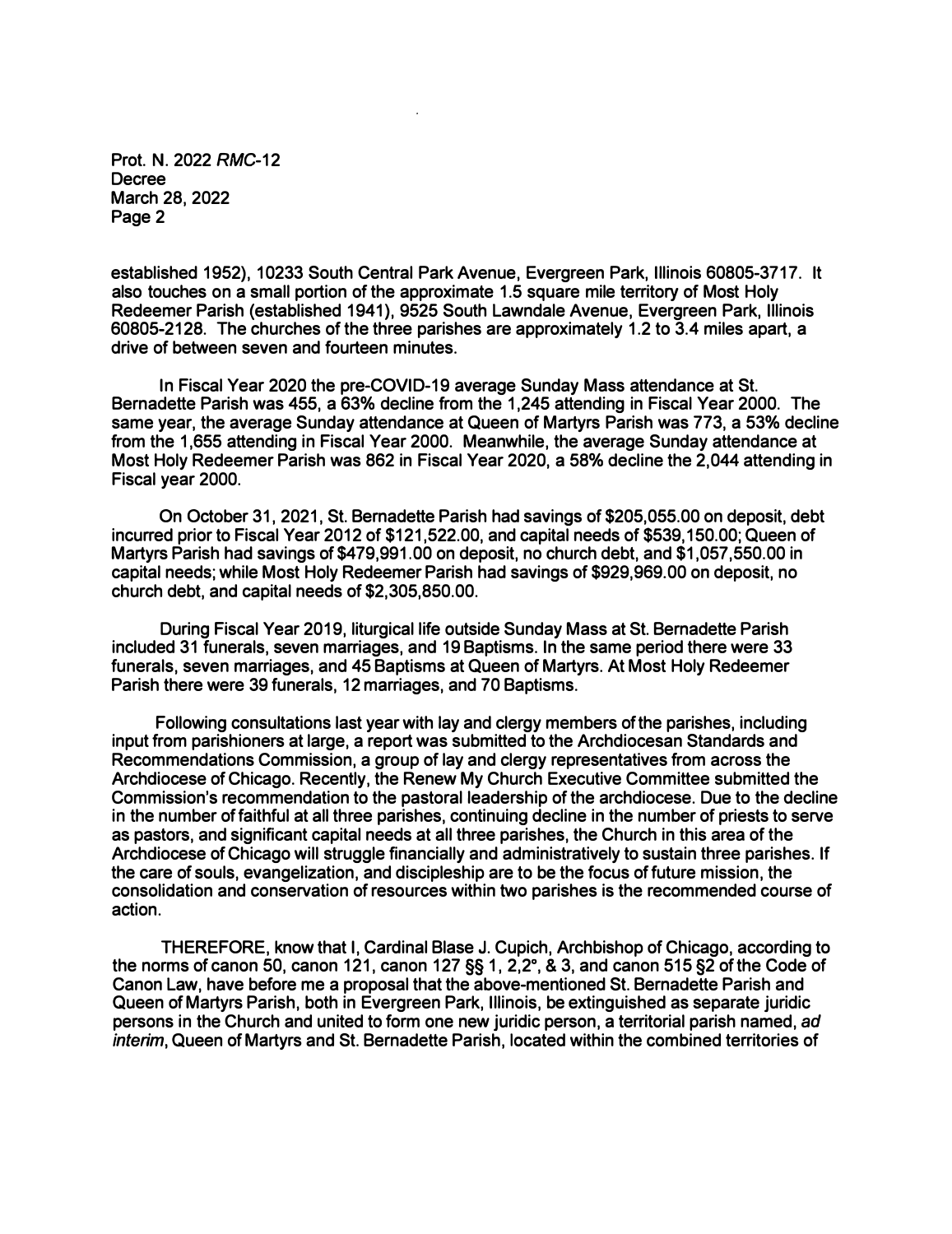established 1952), 10233 South Central Park Avenue, Evergreen Park, Illinois 60805-3717. It also touches on a small portion of the approximate 1.5 square mile territory of Most Holy Redeemer Parish (established 1941), 9525 South Lawndale Avenue, Evergreen Park, Illinois 60805-2128. The churches of the three parishes are approximately 1.2 to 3.4 miles apart, a drive of between seven and fourteen minutes.

In Fiscal Year 2020 the pre-COVID-19 average Sunday Mass attendance at St. Bernadette Parish was 455, a 63% decline from the 1,245 attending in Fiscal Year 2000. The same year, the average Sunday attendance at Queen of Martyrs Parish was 773, a 53% decline from the 1,655 attending in Fiscal Year 2000. Meanwhile, the average Sunday attendance at Most Holy Redeemer Parish was 862 in Fiscal Year 2020, a 58% decline the 2,044 attending in Fiscal year 2000.

On October 31, 2021, St. Bernadette Parish had savings of $205,055.00 on deposit, debt incurred prior to Fiscal Year 2012 of $121,522.00, and capital needs of $539,150.00; Queen of Martyrs Parish had savings of $479,991.00 on deposit, no church debt, and $1,057,550.00 in capital needs; while Most Holy Redeemer Parish had savings of $929,969.00 on deposit, no church debt, and capital needs of $2,305,850.00.

During Fiscal Year 2019, liturgical life outside Sunday Mass at St. Bernadette Parish included 31 funerals, seven marriages, and 19 Baptisms. In the same period there were 33 funerals, seven marriages, and 45 Baptisms at Queen of Martyrs. At Most Holy Redeemer Parish there were 39 funerals, 12 marriages, and 70 Baptisms.

Following consultations last year with lay and clergy members of the parishes, including input from parishioners at large, a report was submitted to the Archdiocesan Standards and Recommendations Commission, a group of lay and clergy representatives from across the Archdiocese of Chicago. Recently, the Renew My Church Executive Committee submitted the Commission's recommendation to the pastoral leadership of the archdiocese. Due to the decline in the number of faithful at all three parishes, continuing decline in the number of priests to serve as pastors, and significant capital needs at all three parishes, the Church in this area of the Archdiocese of Chicago will struggle financially and administratively to sustain three parishes. If the care of souls, evangelization, and discipleship are to be the focus of future mission, the consolidation and conservation of resources within two parishes is the recommended course of action.

THEREFORE, know that I, Cardinal Blase J. Cupich, Archbishop of Chicago, according to the norms of canon 50, canon 121, canon 127 §§ 1, 2,2°, & 3, and canon 515 §2 of the Code of Canon Law, have before me a proposal that the above-mentioned St. Bernadette Parish and Queen of Martyrs Parish, both in Evergreen Park, Illinois, be extinguished as separate juridic persons in the Church and united to form one new juridic person, a territorial parish named, *ad interim*, Queen of Martyrs and St. Bernadette Parish, located within the combined territories of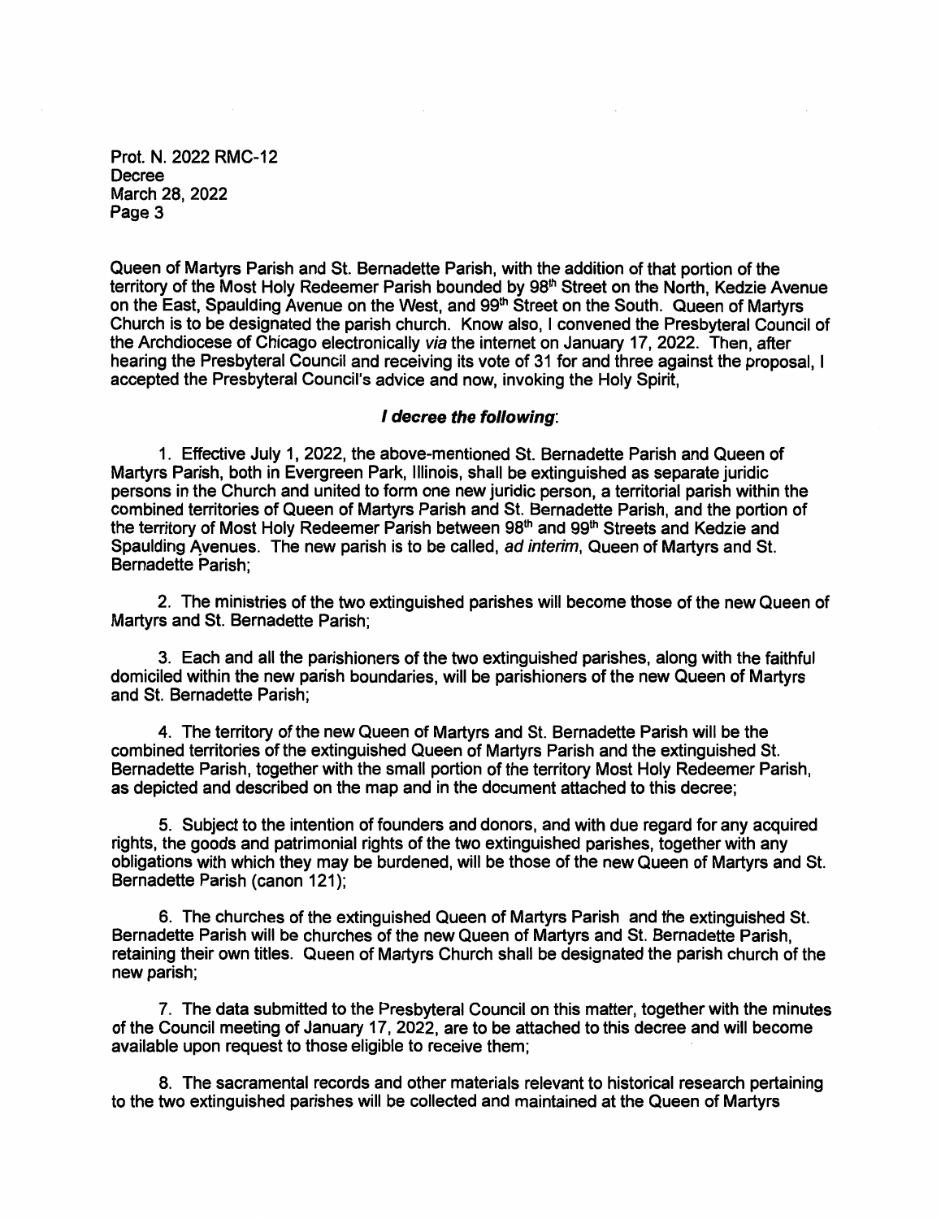Queen of Martyrs Parish and St. Bernadette Parish, with the addition of that portion of the territory of the Most Holy Redeemer Parish bounded by 98th Street on the North, Kedzie Avenue on the East, Spaulding Avenue on the West, and 99th Street on the South. Queen of Martyrs Church is to be designated the parish church. Know also, I convened the Presbyteral Council of the Archdiocese of Chicago electronically *via* the internet on January 17, 2022. Then, after hearing the Presbyteral Council and receiving its vote of 31 for and three against the proposal, I accepted the Presbyteral Council's advice and now, invoking the Holy Spirit,

***I decree the following*:**

1. Effective July 1, 2022, the above-mentioned St. Bernadette Parish and Queen of Martyrs Parish, both in Evergreen Park, Illinois, shall be extinguished as separate juridic persons in the Church and united to form one new juridic person, a territorial parish within the combined territories of Queen of Martyrs Parish and St. Bernadette Parish, and the portion of the territory of Most Holy Redeemer Parish between 98th and 99th Streets and Kedzie and Spaulding Avenues. The new parish is to be called, *ad interim*, Queen of Martyrs and St. Bernadette Parish;

2. The ministries of the two extinguished parishes will become those of the new Queen of Martyrs and St. Bernadette Parish;

3. Each and all the parishioners of the two extinguished parishes, along with the faithful domiciled within the new parish boundaries, will be parishioners of the new Queen of Martyrs and St. Bernadette Parish;

4. The territory of the new Queen of Martyrs and St. Bernadette Parish will be the combined territories of the extinguished Queen of Martyrs Parish and the extinguished St. Bernadette Parish, together with the small portion of the territory Most Holy Redeemer Parish, as depicted and described on the map and in the document attached to this decree;

5. Subject to the intention of founders and donors, and with due regard for any acquired rights, the goods and patrimonial rights of the two extinguished parishes, together with any obligations with which they may be burdened, will be those of the new Queen of Martyrs and St. Bernadette Parish (canon 121);

6. The churches of the extinguished Queen of Martyrs Parish and the extinguished St. Bernadette Parish will be churches of the new Queen of Martyrs and St. Bernadette Parish, retaining their own titles. Queen of Martyrs Church shall be designated the parish church of the new parish;

7. The data submitted to the Presbyteral Council on this matter, together with the minutes of the Council meeting of January 17, 2022, are to be attached to this decree and will become available upon request to those eligible to receive them;

8. The sacramental records and other materials relevant to historical research pertaining to the two extinguished parishes will be collected and maintained at the Queen of Martyrs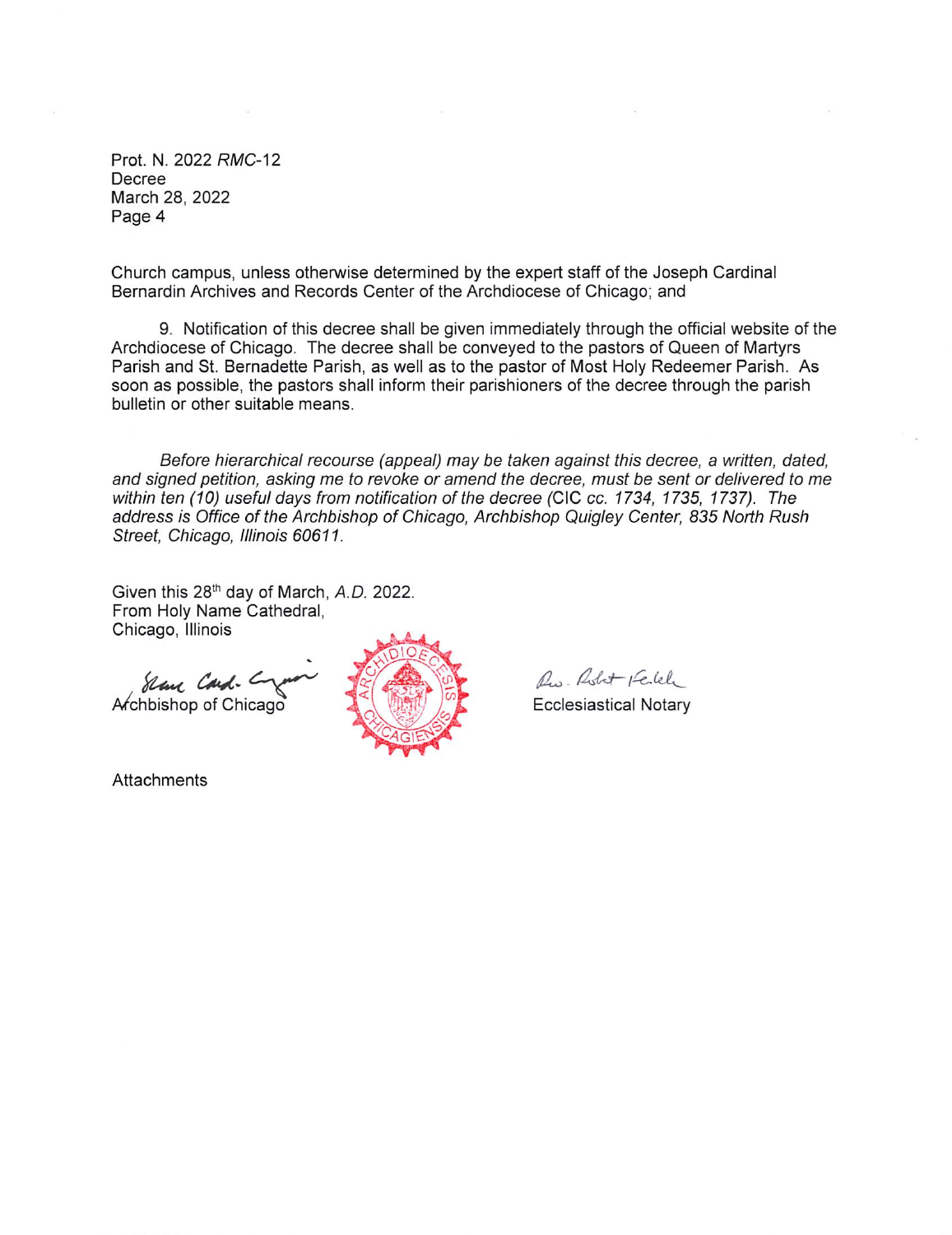Church campus, unless otherwise determined by the expert staff of the Joseph Cardinal Bernardin Archives and Records Center of the Archdiocese of Chicago; and

9. Notification of this decree shall be given immediately through the official website of the Archdiocese of Chicago. The decree shall be conveyed to the pastors of Queen of Martyrs Parish and St. Bernadette Parish, as well as to the pastor of Most Holy Redeemer Parish. As soon as possible, the pastors shall inform their parishioners of the decree through the parish bulletin or other suitable means.

*Before hierarchical recourse (appeal) may be taken against this decree, a written, dated, and signed petition, asking me to revoke or amend the decree, must be sent or delivered to me within ten (10) useful days from notification of the decree* (CIC *cc. 1734, 1735, 1737). The address is Office of the Archbishop of Chicago, Archbishop Quigley Center, 835 North Rush Street, Chicago, Illinois 60611.*

Given this 28th day of March, *A.D.* 2022.
From Holy Name Cathedral,
Chicago, Illinois

Archbishop of Chicago

Ecclesiastical Notary

Attachments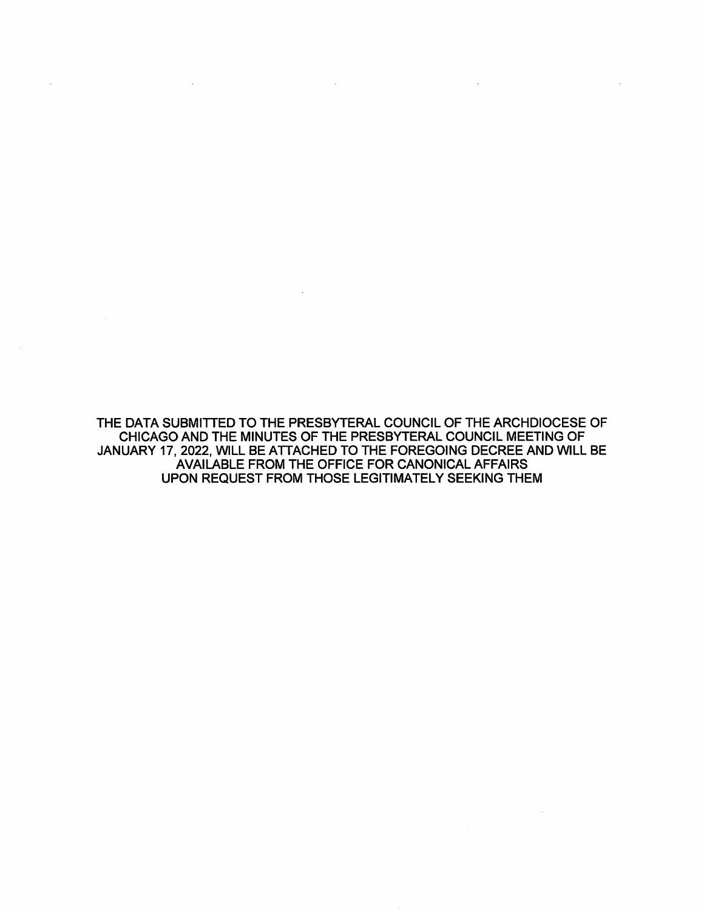THE DATA SUBMITTED TO THE PRESBYTERAL COUNCIL OF THE ARCHDIOCESE OF CHICAGO AND THE MINUTES OF THE PRESBYTERAL COUNCIL MEETING OF JANUARY 17, 2022, WILL BE ATTACHED TO THE FOREGOING DECREE AND WILL BE AVAILABLE FROM THE OFFICE FOR CANONICAL AFFAIRS UPON REQUEST FROM THOSE LEGITIMATELY SEEKING THEM